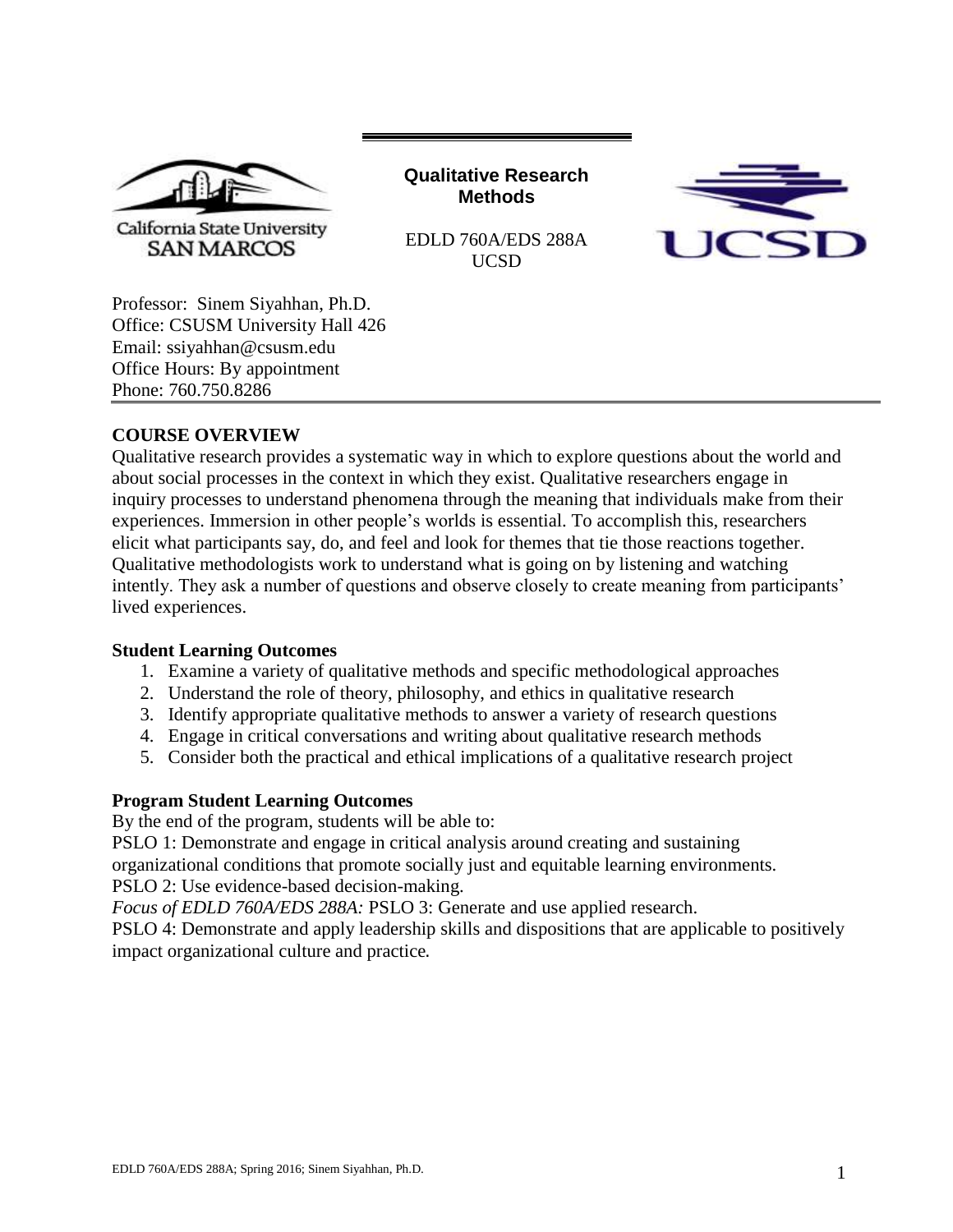California State University SAN MARCOS

**Qualitative Research Methods**

EDLD 760A/EDS 288A
UCSD

UCSD

Professor: Sinem Siyahhan, Ph.D.
Office: CSUSM University Hall 426
Email: ssiyahhan@csusm.edu
Office Hours: By appointment
Phone: 760.750.8286

## COURSE OVERVIEW

Qualitative research provides a systematic way in which to explore questions about the world and about social processes in the context in which they exist. Qualitative researchers engage in inquiry processes to understand phenomena through the meaning that individuals make from their experiences. Immersion in other people's worlds is essential. To accomplish this, researchers elicit what participants say, do, and feel and look for themes that tie those reactions together. Qualitative methodologists work to understand what is going on by listening and watching intently. They ask a number of questions and observe closely to create meaning from participants' lived experiences.

### Student Learning Outcomes

1. Examine a variety of qualitative methods and specific methodological approaches
2. Understand the role of theory, philosophy, and ethics in qualitative research
3. Identify appropriate qualitative methods to answer a variety of research questions
4. Engage in critical conversations and writing about qualitative research methods
5. Consider both the practical and ethical implications of a qualitative research project

### Program Student Learning Outcomes

By the end of the program, students will be able to:

PSLO 1: Demonstrate and engage in critical analysis around creating and sustaining organizational conditions that promote socially just and equitable learning environments.

PSLO 2: Use evidence-based decision-making.

*Focus of EDLD 760A/EDS 288A:* PSLO 3: Generate and use applied research.

PSLO 4: Demonstrate and apply leadership skills and dispositions that are applicable to positively impact organizational culture and practice.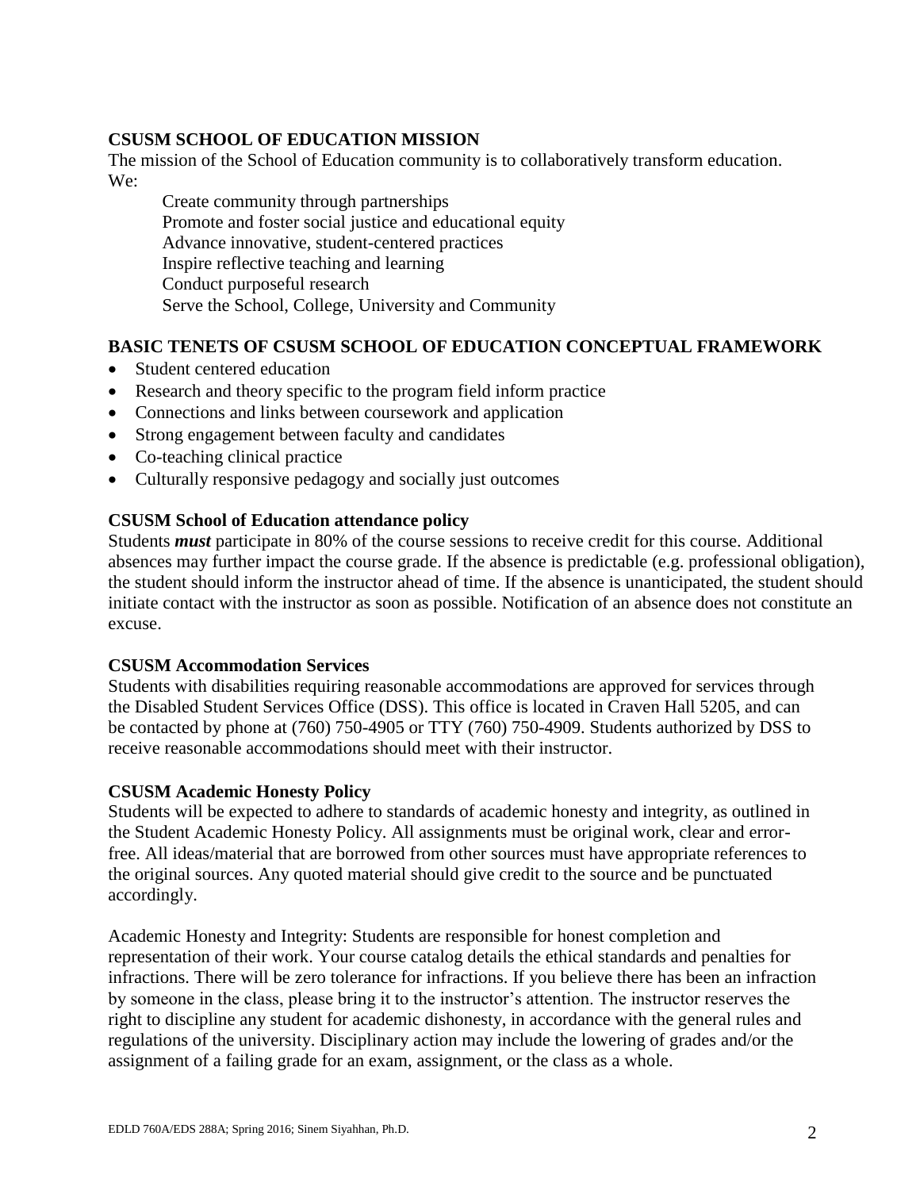## CSUSM SCHOOL OF EDUCATION MISSION

The mission of the School of Education community is to collaboratively transform education. We:

Create community through partnerships
Promote and foster social justice and educational equity
Advance innovative, student-centered practices
Inspire reflective teaching and learning
Conduct purposeful research
Serve the School, College, University and Community

## BASIC TENETS OF CSUSM SCHOOL OF EDUCATION CONCEPTUAL FRAMEWORK

- Student centered education
- Research and theory specific to the program field inform practice
- Connections and links between coursework and application
- Strong engagement between faculty and candidates
- Co-teaching clinical practice
- Culturally responsive pedagogy and socially just outcomes

### CSUSM School of Education attendance policy

Students ***must*** participate in 80% of the course sessions to receive credit for this course. Additional absences may further impact the course grade. If the absence is predictable (e.g. professional obligation), the student should inform the instructor ahead of time. If the absence is unanticipated, the student should initiate contact with the instructor as soon as possible. Notification of an absence does not constitute an excuse.

### CSUSM Accommodation Services

Students with disabilities requiring reasonable accommodations are approved for services through the Disabled Student Services Office (DSS). This office is located in Craven Hall 5205, and can be contacted by phone at (760) 750-4905 or TTY (760) 750-4909. Students authorized by DSS to receive reasonable accommodations should meet with their instructor.

### CSUSM Academic Honesty Policy

Students will be expected to adhere to standards of academic honesty and integrity, as outlined in the Student Academic Honesty Policy. All assignments must be original work, clear and error-free. All ideas/material that are borrowed from other sources must have appropriate references to the original sources. Any quoted material should give credit to the source and be punctuated accordingly.

Academic Honesty and Integrity: Students are responsible for honest completion and representation of their work. Your course catalog details the ethical standards and penalties for infractions. There will be zero tolerance for infractions. If you believe there has been an infraction by someone in the class, please bring it to the instructor's attention. The instructor reserves the right to discipline any student for academic dishonesty, in accordance with the general rules and regulations of the university. Disciplinary action may include the lowering of grades and/or the assignment of a failing grade for an exam, assignment, or the class as a whole.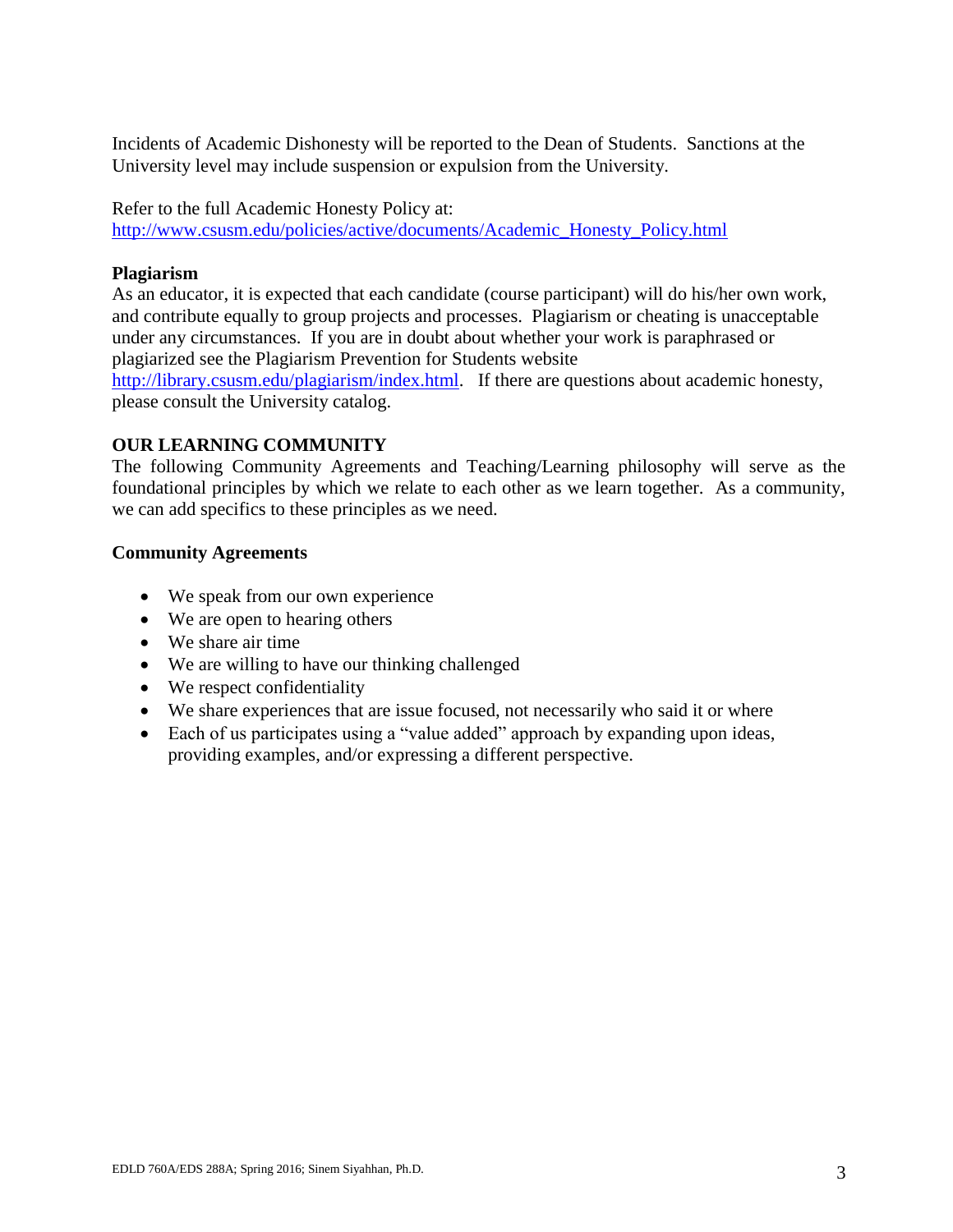Incidents of Academic Dishonesty will be reported to the Dean of Students. Sanctions at the University level may include suspension or expulsion from the University.

Refer to the full Academic Honesty Policy at:
http://www.csusm.edu/policies/active/documents/Academic_Honesty_Policy.html

**Plagiarism**

As an educator, it is expected that each candidate (course participant) will do his/her own work, and contribute equally to group projects and processes. Plagiarism or cheating is unacceptable under any circumstances. If you are in doubt about whether your work is paraphrased or plagiarized see the Plagiarism Prevention for Students website http://library.csusm.edu/plagiarism/index.html. If there are questions about academic honesty, please consult the University catalog.

**OUR LEARNING COMMUNITY**

The following Community Agreements and Teaching/Learning philosophy will serve as the foundational principles by which we relate to each other as we learn together. As a community, we can add specifics to these principles as we need.

**Community Agreements**

- We speak from our own experience
- We are open to hearing others
- We share air time
- We are willing to have our thinking challenged
- We respect confidentiality
- We share experiences that are issue focused, not necessarily who said it or where
- Each of us participates using a "value added" approach by expanding upon ideas, providing examples, and/or expressing a different perspective.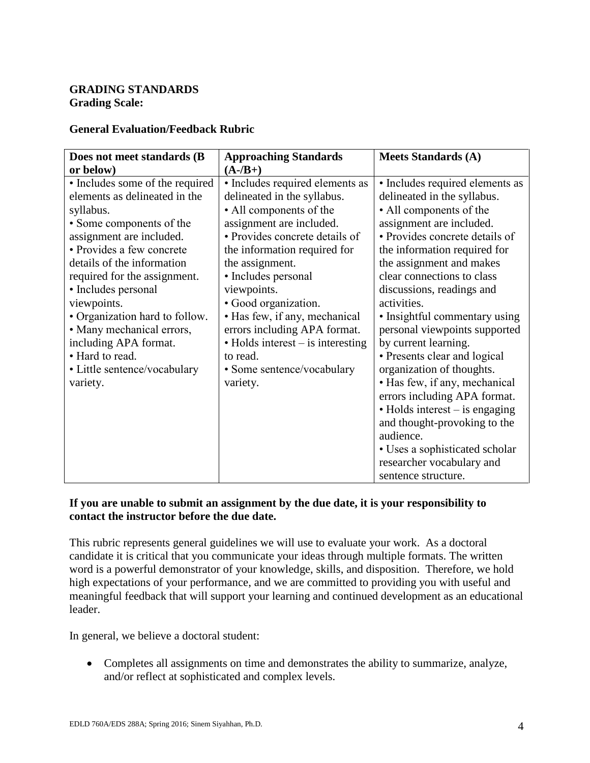**GRADING STANDARDS**
**Grading Scale:**

**General Evaluation/Feedback Rubric**

| Does not meet standards (B or below) | Approaching Standards (A-/B+) | Meets Standards (A) |
|---|---|---|
| • Includes some of the required elements as delineated in the syllabus.<br>• Some components of the assignment are included.<br>• Provides a few concrete details of the information required for the assignment.<br>• Includes personal viewpoints.<br>• Organization hard to follow.<br>• Many mechanical errors, including APA format.<br>• Hard to read.<br>• Little sentence/vocabulary variety. | • Includes required elements as delineated in the syllabus.<br>• All components of the assignment are included.<br>• Provides concrete details of the information required for the assignment.<br>• Includes personal viewpoints.<br>• Good organization.<br>• Has few, if any, mechanical errors including APA format.<br>• Holds interest – is interesting to read.<br>• Some sentence/vocabulary variety. | • Includes required elements as delineated in the syllabus.<br>• All components of the assignment are included.<br>• Provides concrete details of the information required for the assignment and makes clear connections to class discussions, readings and activities.<br>• Insightful commentary using personal viewpoints supported by current learning.<br>• Presents clear and logical organization of thoughts.<br>• Has few, if any, mechanical errors including APA format.<br>• Holds interest – is engaging and thought-provoking to the audience.<br>• Uses a sophisticated scholar researcher vocabulary and sentence structure. |

**If you are unable to submit an assignment by the due date, it is your responsibility to contact the instructor before the due date.**

This rubric represents general guidelines we will use to evaluate your work. As a doctoral candidate it is critical that you communicate your ideas through multiple formats. The written word is a powerful demonstrator of your knowledge, skills, and disposition. Therefore, we hold high expectations of your performance, and we are committed to providing you with useful and meaningful feedback that will support your learning and continued development as an educational leader.

In general, we believe a doctoral student:

- Completes all assignments on time and demonstrates the ability to summarize, analyze, and/or reflect at sophisticated and complex levels.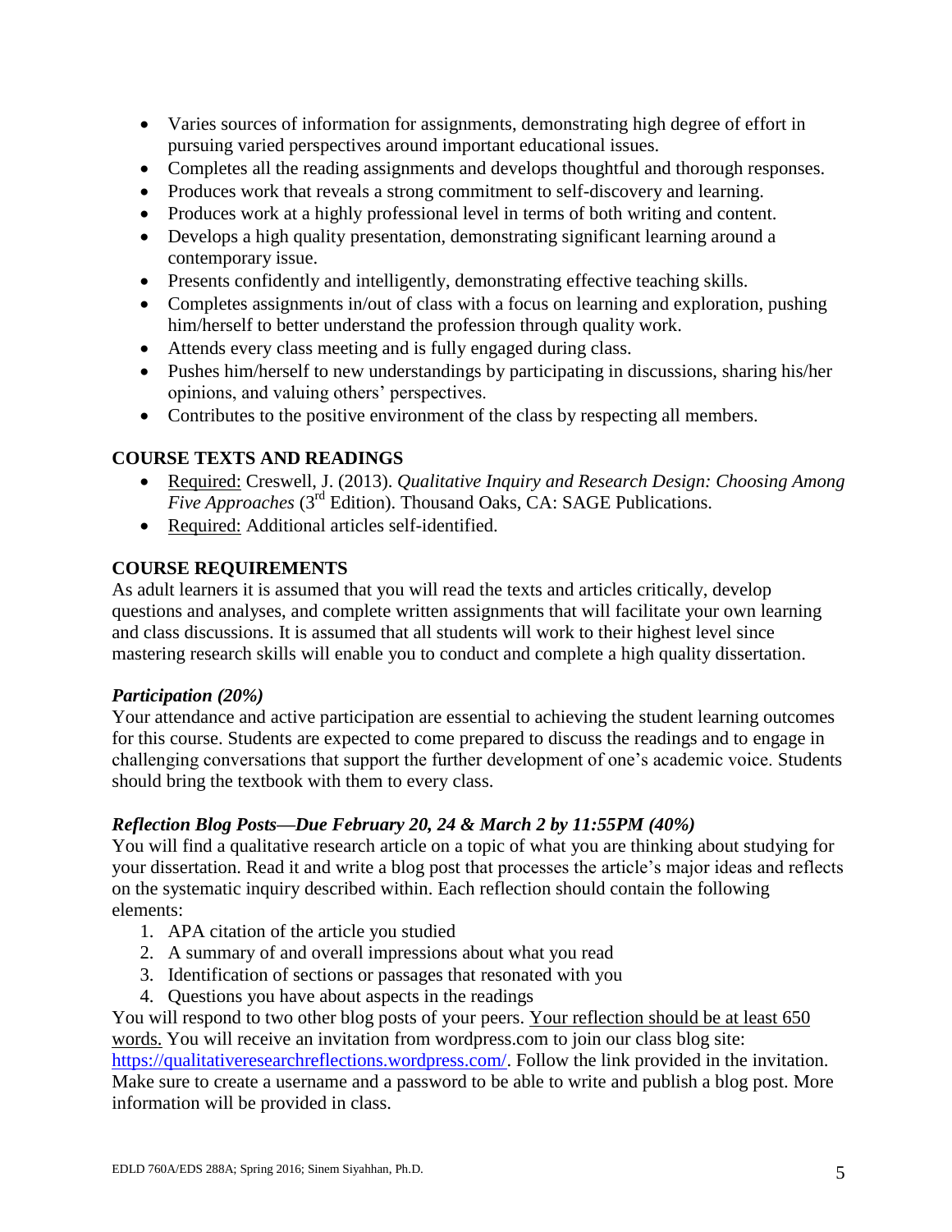- Varies sources of information for assignments, demonstrating high degree of effort in pursuing varied perspectives around important educational issues.
- Completes all the reading assignments and develops thoughtful and thorough responses.
- Produces work that reveals a strong commitment to self-discovery and learning.
- Produces work at a highly professional level in terms of both writing and content.
- Develops a high quality presentation, demonstrating significant learning around a contemporary issue.
- Presents confidently and intelligently, demonstrating effective teaching skills.
- Completes assignments in/out of class with a focus on learning and exploration, pushing him/herself to better understand the profession through quality work.
- Attends every class meeting and is fully engaged during class.
- Pushes him/herself to new understandings by participating in discussions, sharing his/her opinions, and valuing others' perspectives.
- Contributes to the positive environment of the class by respecting all members.

## COURSE TEXTS AND READINGS

- Required: Creswell, J. (2013). *Qualitative Inquiry and Research Design: Choosing Among Five Approaches* (3rd Edition). Thousand Oaks, CA: SAGE Publications.
- Required: Additional articles self-identified.

## COURSE REQUIREMENTS

As adult learners it is assumed that you will read the texts and articles critically, develop questions and analyses, and complete written assignments that will facilitate your own learning and class discussions. It is assumed that all students will work to their highest level since mastering research skills will enable you to conduct and complete a high quality dissertation.

### *Participation (20%)*

Your attendance and active participation are essential to achieving the student learning outcomes for this course. Students are expected to come prepared to discuss the readings and to engage in challenging conversations that support the further development of one's academic voice. Students should bring the textbook with them to every class.

### *Reflection Blog Posts—Due February 20, 24 & March 2 by 11:55PM (40%)*

You will find a qualitative research article on a topic of what you are thinking about studying for your dissertation. Read it and write a blog post that processes the article's major ideas and reflects on the systematic inquiry described within. Each reflection should contain the following elements:

1. APA citation of the article you studied
2. A summary of and overall impressions about what you read
3. Identification of sections or passages that resonated with you
4. Questions you have about aspects in the readings

You will respond to two other blog posts of your peers. Your reflection should be at least 650 words. You will receive an invitation from wordpress.com to join our class blog site: https://qualitativeresearchreflections.wordpress.com/. Follow the link provided in the invitation. Make sure to create a username and a password to be able to write and publish a blog post. More information will be provided in class.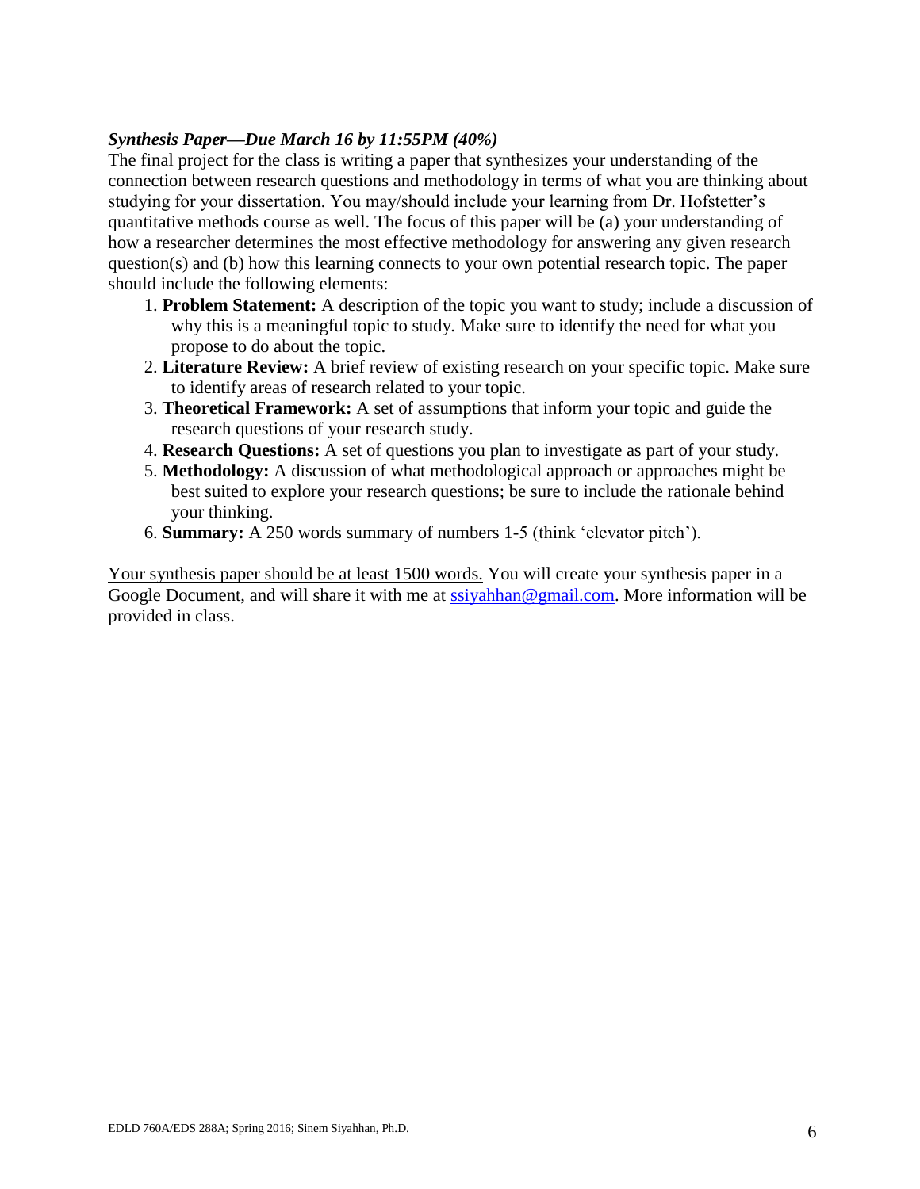***Synthesis Paper—Due March 16 by 11:55PM (40%)***

The final project for the class is writing a paper that synthesizes your understanding of the connection between research questions and methodology in terms of what you are thinking about studying for your dissertation. You may/should include your learning from Dr. Hofstetter's quantitative methods course as well. The focus of this paper will be (a) your understanding of how a researcher determines the most effective methodology for answering any given research question(s) and (b) how this learning connects to your own potential research topic. The paper should include the following elements:

1. **Problem Statement:** A description of the topic you want to study; include a discussion of why this is a meaningful topic to study. Make sure to identify the need for what you propose to do about the topic.
2. **Literature Review:** A brief review of existing research on your specific topic. Make sure to identify areas of research related to your topic.
3. **Theoretical Framework:** A set of assumptions that inform your topic and guide the research questions of your research study.
4. **Research Questions:** A set of questions you plan to investigate as part of your study.
5. **Methodology:** A discussion of what methodological approach or approaches might be best suited to explore your research questions; be sure to include the rationale behind your thinking.
6. **Summary:** A 250 words summary of numbers 1-5 (think 'elevator pitch').

<u>Your synthesis paper should be at least 1500 words.</u> You will create your synthesis paper in a Google Document, and will share it with me at ssiyahhan@gmail.com. More information will be provided in class.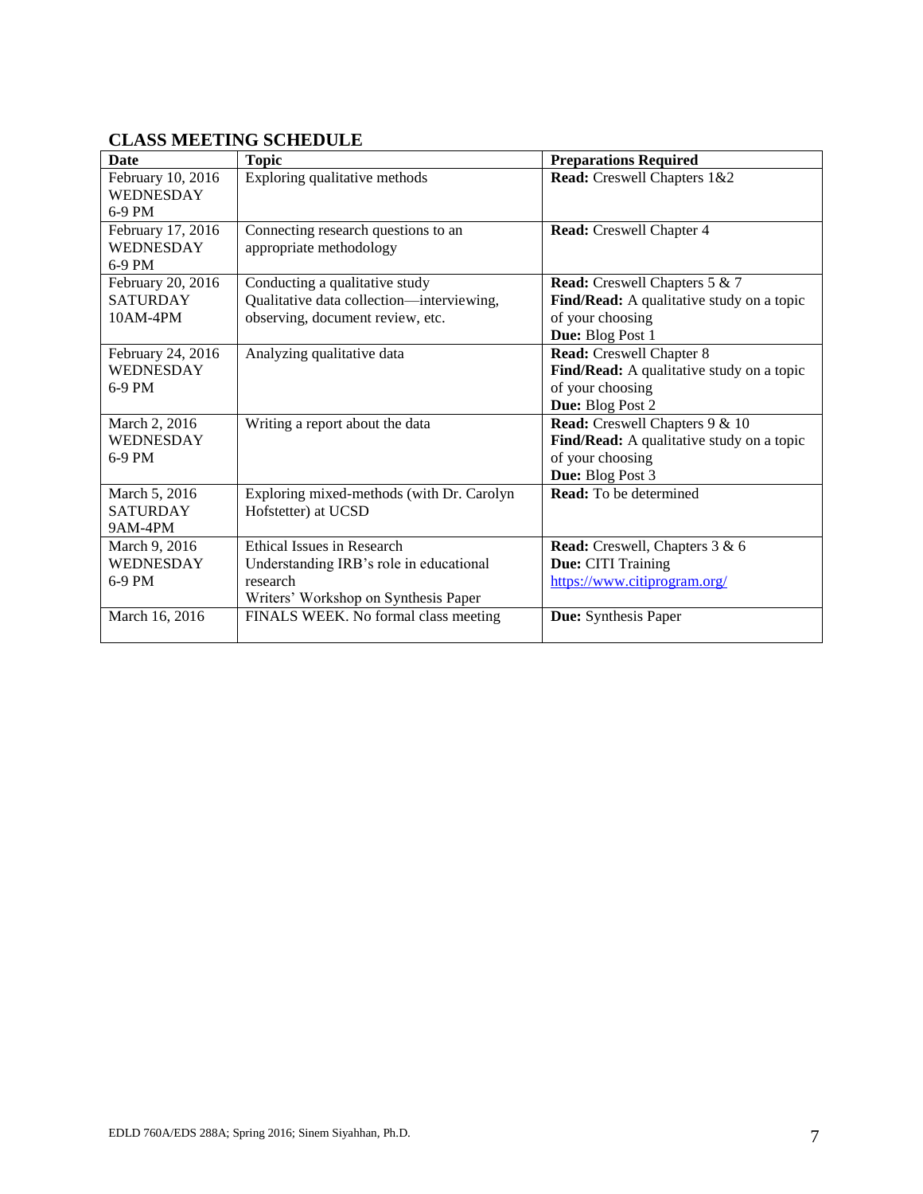## CLASS MEETING SCHEDULE

| Date | Topic | Preparations Required |
|---|---|---|
| February 10, 2016<br>WEDNESDAY<br>6-9 PM | Exploring qualitative methods | **Read:** Creswell Chapters 1&2 |
| February 17, 2016<br>WEDNESDAY<br>6-9 PM | Connecting research questions to an appropriate methodology | **Read:** Creswell Chapter 4 |
| February 20, 2016<br>SATURDAY<br>10AM-4PM | Conducting a qualitative study<br>Qualitative data collection—interviewing, observing, document review, etc. | **Read:** Creswell Chapters 5 & 7<br>**Find/Read:** A qualitative study on a topic of your choosing<br>**Due:** Blog Post 1 |
| February 24, 2016<br>WEDNESDAY<br>6-9 PM | Analyzing qualitative data | **Read:** Creswell Chapter 8<br>**Find/Read:** A qualitative study on a topic of your choosing<br>**Due:** Blog Post 2 |
| March 2, 2016<br>WEDNESDAY<br>6-9 PM | Writing a report about the data | **Read:** Creswell Chapters 9 & 10<br>**Find/Read:** A qualitative study on a topic of your choosing<br>**Due:** Blog Post 3 |
| March 5, 2016<br>SATURDAY<br>9AM-4PM | Exploring mixed-methods (with Dr. Carolyn Hofstetter) at UCSD | **Read:** To be determined |
| March 9, 2016<br>WEDNESDAY<br>6-9 PM | Ethical Issues in Research<br>Understanding IRB's role in educational research<br>Writers' Workshop on Synthesis Paper | **Read:** Creswell, Chapters 3 & 6<br>**Due:** CITI Training<br>https://www.citiprogram.org/ |
| March 16, 2016 | FINALS WEEK. No formal class meeting | **Due:** Synthesis Paper |